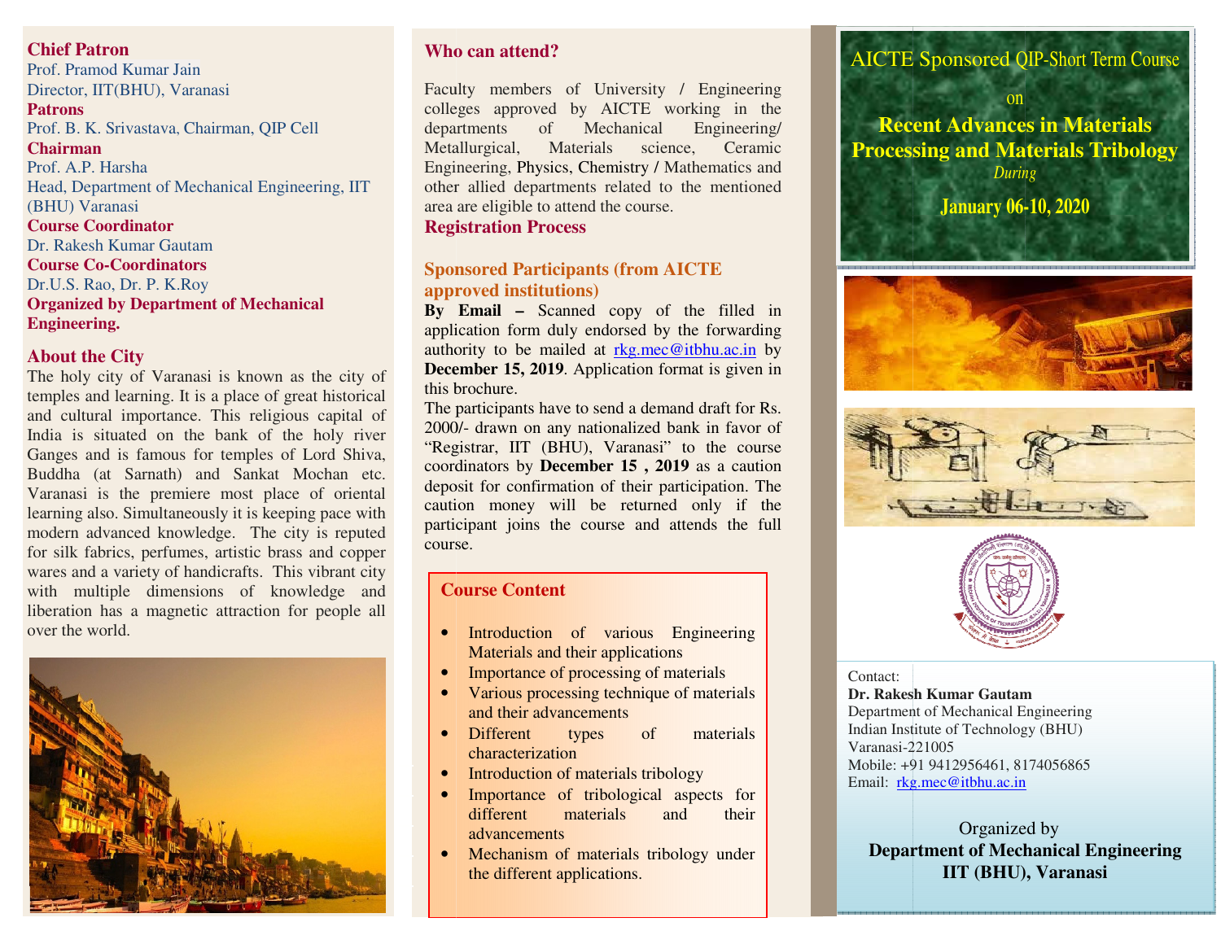**Chief Patron**
Prof. Pramod Kumar Jain
Director, IIT(BHU), Varanasi

**Patrons**
Prof. B. K. Srivastava, Chairman, QIP Cell

**Chairman**
Prof. A.P. Harsha
Head, Department of Mechanical Engineering, IIT (BHU) Varanasi

**Course Coordinator**
Dr. Rakesh Kumar Gautam

**Course Co-Coordinators**
Dr.U.S. Rao, Dr. P. K.Roy

**Organized by Department of Mechanical Engineering.**

## About the City

The holy city of Varanasi is known as the city of temples and learning. It is a place of great historical and cultural importance. This religious capital of India is situated on the bank of the holy river Ganges and is famous for temples of Lord Shiva, Buddha (at Sarnath) and Sankat Mochan etc. Varanasi is the premiere most place of oriental learning also. Simultaneously it is keeping pace with modern advanced knowledge. The city is reputed for silk fabrics, perfumes, artistic brass and copper wares and a variety of handicrafts. This vibrant city with multiple dimensions of knowledge and liberation has a magnetic attraction for people all over the world.

## Who can attend?

Faculty members of University / Engineering colleges approved by AICTE working in the departments of Mechanical Engineering/ Metallurgical, Materials science, Ceramic Engineering, Physics, Chemistry / Mathematics and other allied departments related to the mentioned area are eligible to attend the course.

## Registration Process

### Sponsored Participants (from AICTE approved institutions)

**By Email –** Scanned copy of the filled in application form duly endorsed by the forwarding authority to be mailed at rkg.mec@itbhu.ac.in by **December 15, 2019**. Application format is given in this brochure.

The participants have to send a demand draft for Rs. 2000/- drawn on any nationalized bank in favor of "Registrar, IIT (BHU), Varanasi" to the course coordinators by **December 15 , 2019** as a caution deposit for confirmation of their participation. The caution money will be returned only if the participant joins the course and attends the full course.

## Course Content

- Introduction of various Engineering Materials and their applications
- Importance of processing of materials
- Various processing technique of materials and their advancements
- Different types of materials characterization
- Introduction of materials tribology
- Importance of tribological aspects for different materials and their advancements
- Mechanism of materials tribology under the different applications.

AICTE Sponsored QIP-Short Term Course

on

# Recent Advances in Materials Processing and Materials Tribology

*During*

**January 06-10, 2020**

Contact:
**Dr. Rakesh Kumar Gautam**
Department of Mechanical Engineering
Indian Institute of Technology (BHU)
Varanasi-221005
Mobile: +91 9412956461, 8174056865
Email: rkg.mec@itbhu.ac.in

Organized by
**Department of Mechanical Engineering**
**IIT (BHU), Varanasi**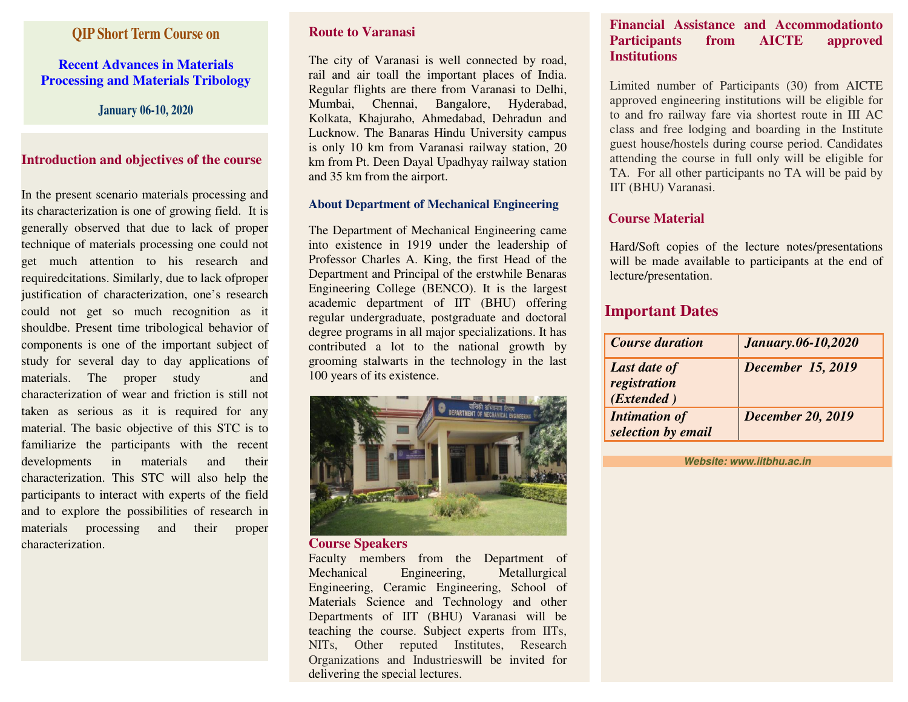## QIP Short Term Course on

### Recent Advances in Materials Processing and Materials Tribology

**January 06-10, 2020**

## Introduction and objectives of the course

In the present scenario materials processing and its characterization is one of growing field. It is generally observed that due to lack of proper technique of materials processing one could not get much attention to his research and requiredcitations. Similarly, due to lack ofproper justification of characterization, one's research could not get so much recognition as it shouldbe. Present time tribological behavior of components is one of the important subject of study for several day to day applications of materials. The proper study and characterization of wear and friction is still not taken as serious as it is required for any material. The basic objective of this STC is to familiarize the participants with the recent developments in materials and their characterization. This STC will also help the participants to interact with experts of the field and to explore the possibilities of research in materials processing and their proper characterization.

## Route to Varanasi

The city of Varanasi is well connected by road, rail and air toall the important places of India. Regular flights are there from Varanasi to Delhi, Mumbai, Chennai, Bangalore, Hyderabad, Kolkata, Khajuraho, Ahmedabad, Dehradun and Lucknow. The Banaras Hindu University campus is only 10 km from Varanasi railway station, 20 km from Pt. Deen Dayal Upadhyay railway station and 35 km from the airport.

## About Department of Mechanical Engineering

The Department of Mechanical Engineering came into existence in 1919 under the leadership of Professor Charles A. King, the first Head of the Department and Principal of the erstwhile Benaras Engineering College (BENCO). It is the largest academic department of IIT (BHU) offering regular undergraduate, postgraduate and doctoral degree programs in all major specializations. It has contributed a lot to the national growth by grooming stalwarts in the technology in the last 100 years of its existence.

## Course Speakers

Faculty members from the Department of Mechanical Engineering, Metallurgical Engineering, Ceramic Engineering, School of Materials Science and Technology and other Departments of IIT (BHU) Varanasi will be teaching the course. Subject experts from IITs, NITs, Other reputed Institutes, Research Organizations and Industrieswill be invited for delivering the special lectures.

## Financial Assistance and Accommodationto Participants from AICTE approved Institutions

Limited number of Participants (30) from AICTE approved engineering institutions will be eligible for to and fro railway fare via shortest route in III AC class and free lodging and boarding in the Institute guest house/hostels during course period. Candidates attending the course in full only will be eligible for TA. For all other participants no TA will be paid by IIT (BHU) Varanasi.

## Course Material

Hard/Soft copies of the lecture notes/presentations will be made available to participants at the end of lecture/presentation.

## Important Dates

| | |
|---|---|
| ***Course duration*** | ***January.06-10,2020*** |
| ***Last date of registration (Extended )*** | ***December 15, 2019*** |
| ***Intimation of selection by email*** | ***December 20, 2019*** |

**Website: www.iitbhu.ac.in**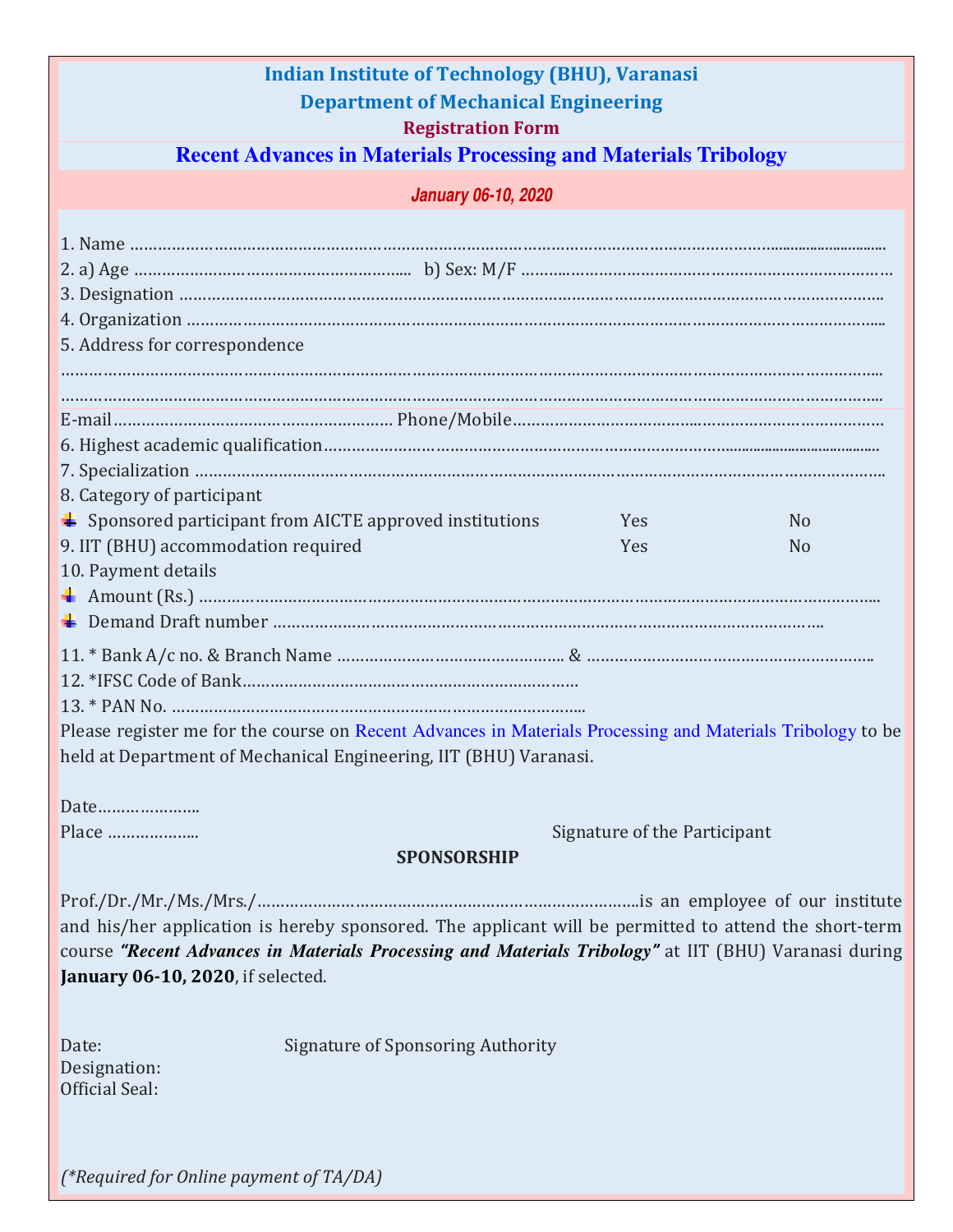# Indian Institute of Technology (BHU), Varanasi

## Department of Mechanical Engineering

### Registration Form

## Recent Advances in Materials Processing and Materials Tribology

***January 06-10, 2020***

1. Name ……………………………………………………………………………………………………………………………
2. a) Age ………………………………………………. b) Sex: M/F ………………………………………………………………
3. Designation ……………………………………………………………………………………………………………………
4. Organization …………………………………………………………………………………………………………………..
5. Address for correspondence

……………………………………………………………………………………………………………………………………

……………………………………………………………………………………………………………………………………

E-mail………………………………………………… Phone/Mobile…………………………………………………………

6. Highest academic qualification…………………………………………………………………………………………
7. Specialization ………………………………………………………………………………………………………………
8. Category of participant
   - Sponsored participant from AICTE approved institutions   Yes   No
9. IIT (BHU) accommodation required   Yes   No
10. Payment details
    - Amount (Rs.) ……………………………………………………………………………………………………………
    - Demand Draft number ……………………………………………………………………………………………
11. \* Bank A/c no. & Branch Name ………………………………………… & ……………………………………………
12. \*IFSC Code of Bank…………………………………………………………
13. \* PAN No. …………………………………………………………………………

Please register me for the course on Recent Advances in Materials Processing and Materials Tribology to be held at Department of Mechanical Engineering, IIT (BHU) Varanasi.

Date…………………

Place ………………..   Signature of the Participant

**SPONSORSHIP**

Prof./Dr./Mr./Ms./Mrs./………………………………………………………………is an employee of our institute and his/her application is hereby sponsored. The applicant will be permitted to attend the short-term course ***"Recent Advances in Materials Processing and Materials Tribology"*** at IIT (BHU) Varanasi during **January 06-10, 2020**, if selected.

Date:   Signature of Sponsoring Authority

Designation:

Official Seal:

*(\*Required for Online payment of TA/DA)*